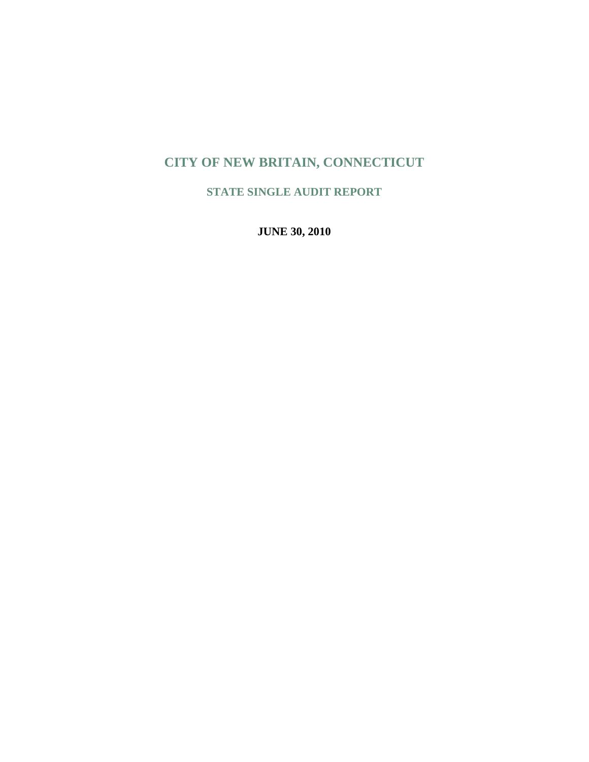# CITY OF NEW BRITAIN, CONNECTICUT

## STATE SINGLE AUDIT REPORT

**JUNE 30, 2010**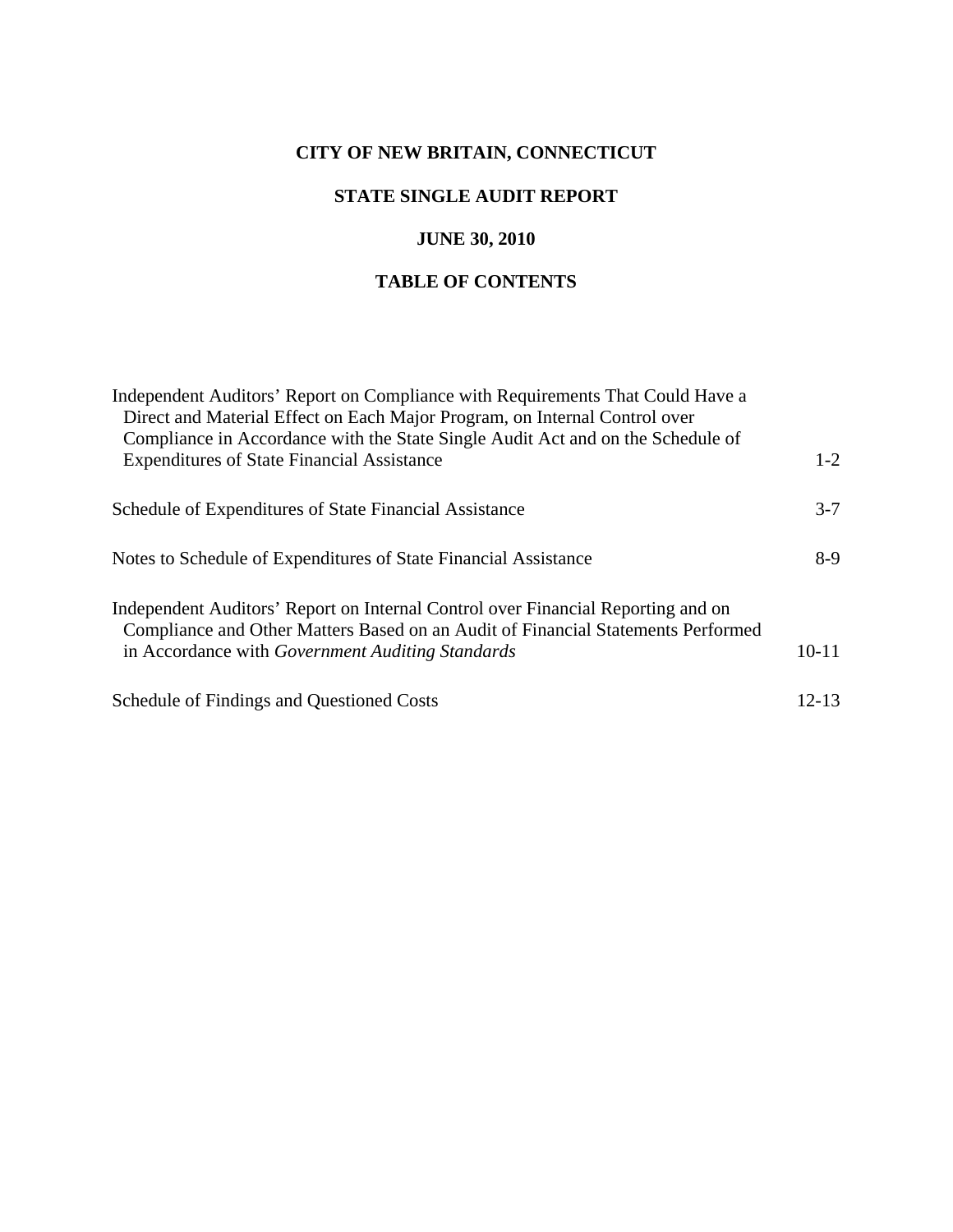# CITY OF NEW BRITAIN, CONNECTICUT

## STATE SINGLE AUDIT REPORT

## JUNE 30, 2010

## TABLE OF CONTENTS

| | |
|---|---|
| Independent Auditors' Report on Compliance with Requirements That Could Have a Direct and Material Effect on Each Major Program, on Internal Control over Compliance in Accordance with the State Single Audit Act and on the Schedule of Expenditures of State Financial Assistance | 1-2 |
| Schedule of Expenditures of State Financial Assistance | 3-7 |
| Notes to Schedule of Expenditures of State Financial Assistance | 8-9 |
| Independent Auditors' Report on Internal Control over Financial Reporting and on Compliance and Other Matters Based on an Audit of Financial Statements Performed in Accordance with *Government Auditing Standards* | 10-11 |
| Schedule of Findings and Questioned Costs | 12-13 |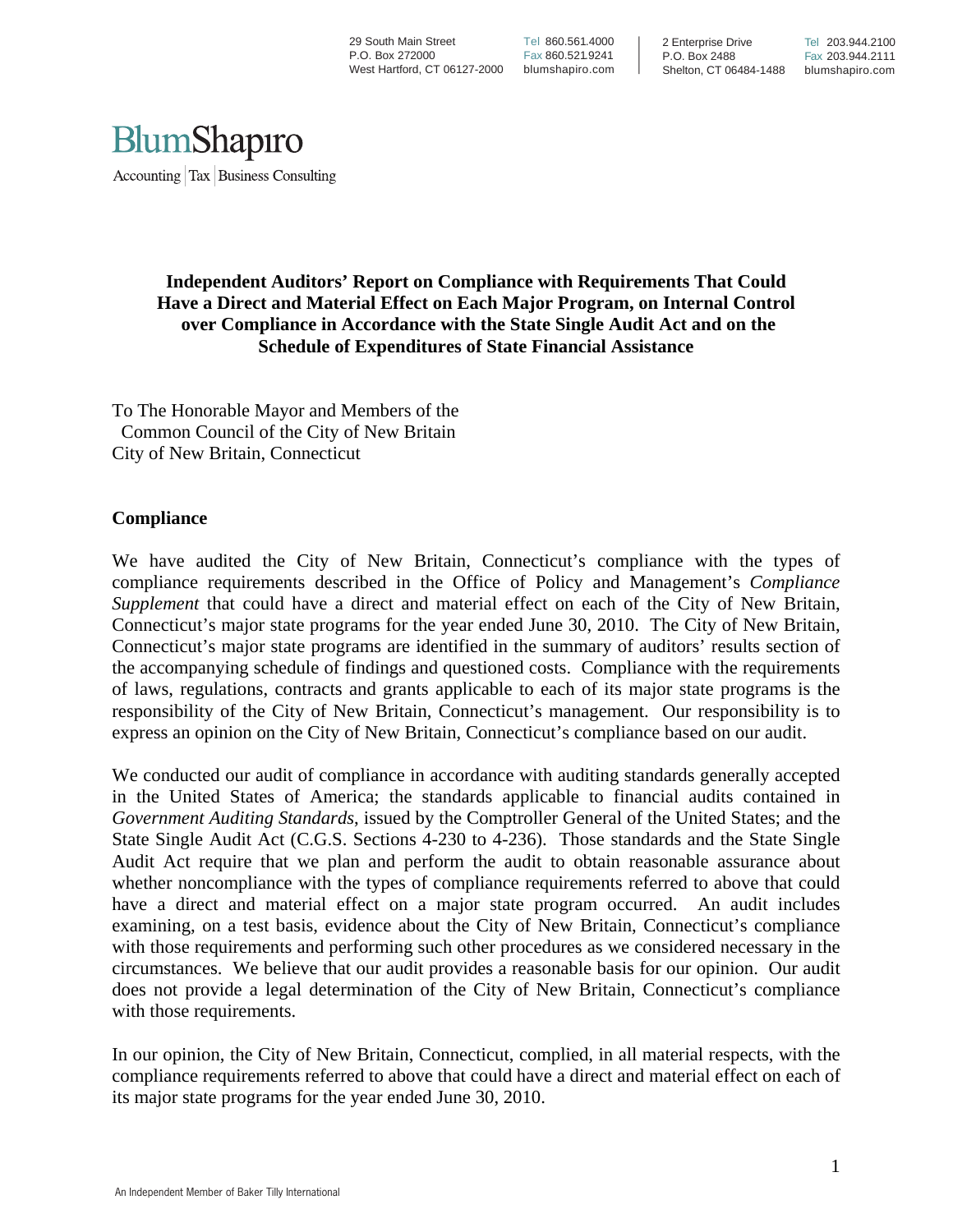29 South Main Street
P.O. Box 272000
West Hartford, CT 06127-2000

Tel 860.561.4000
Fax 860.521.9241
blumshapiro.com

2 Enterprise Drive
P.O. Box 2488
Shelton, CT 06484-1488

Tel 203.944.2100
Fax 203.944.2111
blumshapiro.com

BlumShapiro
Accounting | Tax | Business Consulting

**Independent Auditors' Report on Compliance with Requirements That Could Have a Direct and Material Effect on Each Major Program, on Internal Control over Compliance in Accordance with the State Single Audit Act and on the Schedule of Expenditures of State Financial Assistance**

To The Honorable Mayor and Members of the
Common Council of the City of New Britain
City of New Britain, Connecticut

**Compliance**

We have audited the City of New Britain, Connecticut's compliance with the types of compliance requirements described in the Office of Policy and Management's *Compliance Supplement* that could have a direct and material effect on each of the City of New Britain, Connecticut's major state programs for the year ended June 30, 2010. The City of New Britain, Connecticut's major state programs are identified in the summary of auditors' results section of the accompanying schedule of findings and questioned costs. Compliance with the requirements of laws, regulations, contracts and grants applicable to each of its major state programs is the responsibility of the City of New Britain, Connecticut's management. Our responsibility is to express an opinion on the City of New Britain, Connecticut's compliance based on our audit.

We conducted our audit of compliance in accordance with auditing standards generally accepted in the United States of America; the standards applicable to financial audits contained in *Government Auditing Standards*, issued by the Comptroller General of the United States; and the State Single Audit Act (C.G.S. Sections 4-230 to 4-236). Those standards and the State Single Audit Act require that we plan and perform the audit to obtain reasonable assurance about whether noncompliance with the types of compliance requirements referred to above that could have a direct and material effect on a major state program occurred. An audit includes examining, on a test basis, evidence about the City of New Britain, Connecticut's compliance with those requirements and performing such other procedures as we considered necessary in the circumstances. We believe that our audit provides a reasonable basis for our opinion. Our audit does not provide a legal determination of the City of New Britain, Connecticut's compliance with those requirements.

In our opinion, the City of New Britain, Connecticut, complied, in all material respects, with the compliance requirements referred to above that could have a direct and material effect on each of its major state programs for the year ended June 30, 2010.

An Independent Member of Baker Tilly International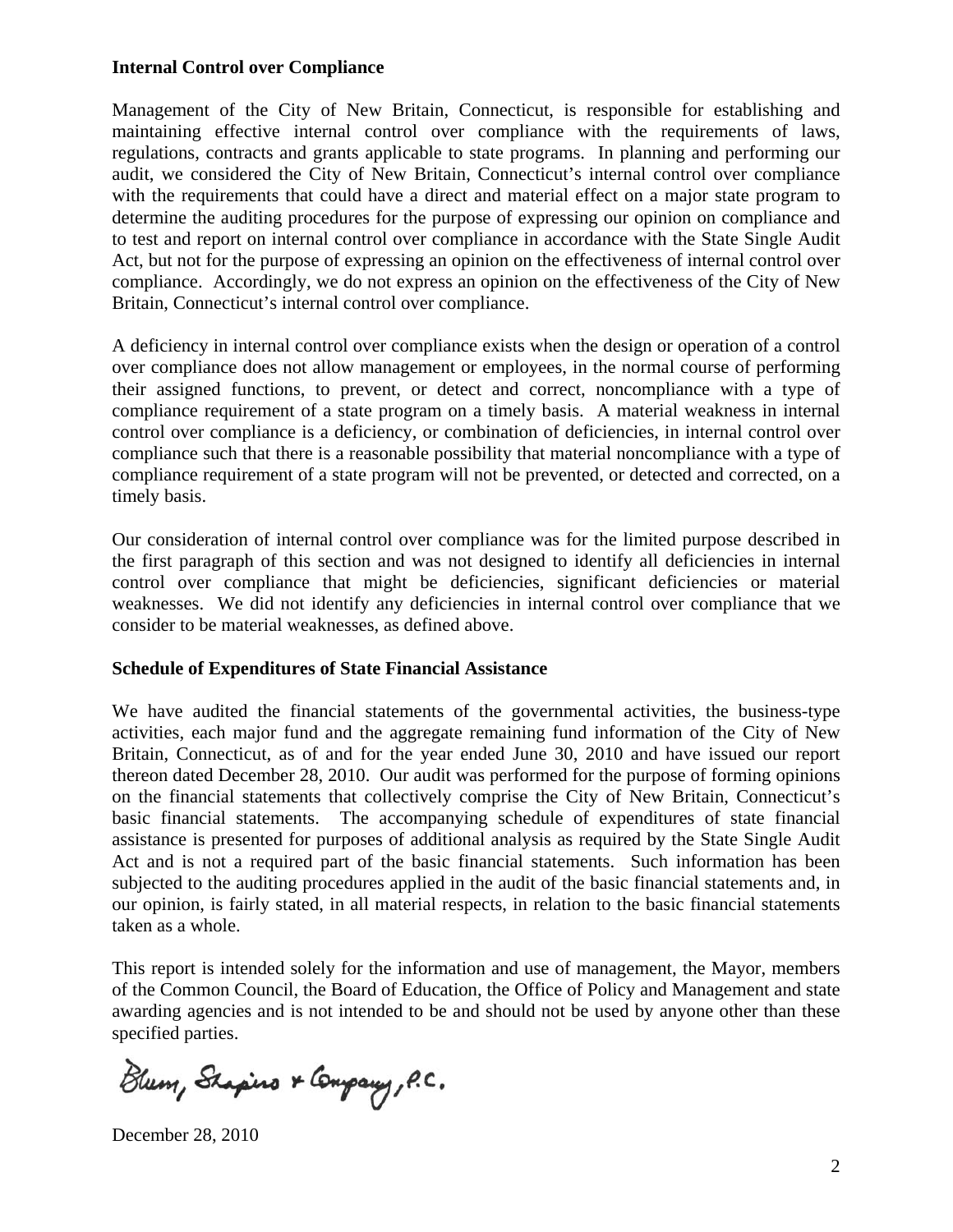### Internal Control over Compliance

Management of the City of New Britain, Connecticut, is responsible for establishing and maintaining effective internal control over compliance with the requirements of laws, regulations, contracts and grants applicable to state programs. In planning and performing our audit, we considered the City of New Britain, Connecticut's internal control over compliance with the requirements that could have a direct and material effect on a major state program to determine the auditing procedures for the purpose of expressing our opinion on compliance and to test and report on internal control over compliance in accordance with the State Single Audit Act, but not for the purpose of expressing an opinion on the effectiveness of internal control over compliance. Accordingly, we do not express an opinion on the effectiveness of the City of New Britain, Connecticut's internal control over compliance.

A deficiency in internal control over compliance exists when the design or operation of a control over compliance does not allow management or employees, in the normal course of performing their assigned functions, to prevent, or detect and correct, noncompliance with a type of compliance requirement of a state program on a timely basis. A material weakness in internal control over compliance is a deficiency, or combination of deficiencies, in internal control over compliance such that there is a reasonable possibility that material noncompliance with a type of compliance requirement of a state program will not be prevented, or detected and corrected, on a timely basis.

Our consideration of internal control over compliance was for the limited purpose described in the first paragraph of this section and was not designed to identify all deficiencies in internal control over compliance that might be deficiencies, significant deficiencies or material weaknesses. We did not identify any deficiencies in internal control over compliance that we consider to be material weaknesses, as defined above.

### Schedule of Expenditures of State Financial Assistance

We have audited the financial statements of the governmental activities, the business-type activities, each major fund and the aggregate remaining fund information of the City of New Britain, Connecticut, as of and for the year ended June 30, 2010 and have issued our report thereon dated December 28, 2010. Our audit was performed for the purpose of forming opinions on the financial statements that collectively comprise the City of New Britain, Connecticut's basic financial statements. The accompanying schedule of expenditures of state financial assistance is presented for purposes of additional analysis as required by the State Single Audit Act and is not a required part of the basic financial statements. Such information has been subjected to the auditing procedures applied in the audit of the basic financial statements and, in our opinion, is fairly stated, in all material respects, in relation to the basic financial statements taken as a whole.

This report is intended solely for the information and use of management, the Mayor, members of the Common Council, the Board of Education, the Office of Policy and Management and state awarding agencies and is not intended to be and should not be used by anyone other than these specified parties.

Blum, Shapiro & Company, P.C.

December 28, 2010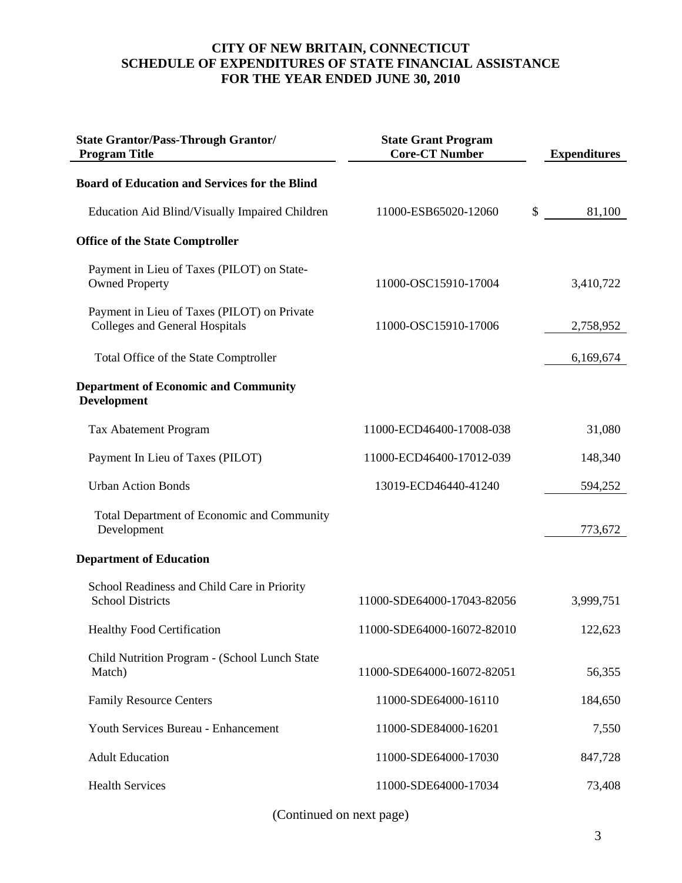# CITY OF NEW BRITAIN, CONNECTICUT
# SCHEDULE OF EXPENDITURES OF STATE FINANCIAL ASSISTANCE
# FOR THE YEAR ENDED JUNE 30, 2010

| State Grantor/Pass-Through Grantor/ Program Title | State Grant Program Core-CT Number | Expenditures |
|---|---|---|
| **Board of Education and Services for the Blind** | | |
| Education Aid Blind/Visually Impaired Children | 11000-ESB65020-12060 | $ 81,100 |
| **Office of the State Comptroller** | | |
| Payment in Lieu of Taxes (PILOT) on State-Owned Property | 11000-OSC15910-17004 | 3,410,722 |
| Payment in Lieu of Taxes (PILOT) on Private Colleges and General Hospitals | 11000-OSC15910-17006 | 2,758,952 |
| Total Office of the State Comptroller | | 6,169,674 |
| **Department of Economic and Community Development** | | |
| Tax Abatement Program | 11000-ECD46400-17008-038 | 31,080 |
| Payment In Lieu of Taxes (PILOT) | 11000-ECD46400-17012-039 | 148,340 |
| Urban Action Bonds | 13019-ECD46440-41240 | 594,252 |
| Total Department of Economic and Community Development | | 773,672 |
| **Department of Education** | | |
| School Readiness and Child Care in Priority School Districts | 11000-SDE64000-17043-82056 | 3,999,751 |
| Healthy Food Certification | 11000-SDE64000-16072-82010 | 122,623 |
| Child Nutrition Program - (School Lunch State Match) | 11000-SDE64000-16072-82051 | 56,355 |
| Family Resource Centers | 11000-SDE64000-16110 | 184,650 |
| Youth Services Bureau - Enhancement | 11000-SDE84000-16201 | 7,550 |
| Adult Education | 11000-SDE64000-17030 | 847,728 |
| Health Services | 11000-SDE64000-17034 | 73,408 |

(Continued on next page)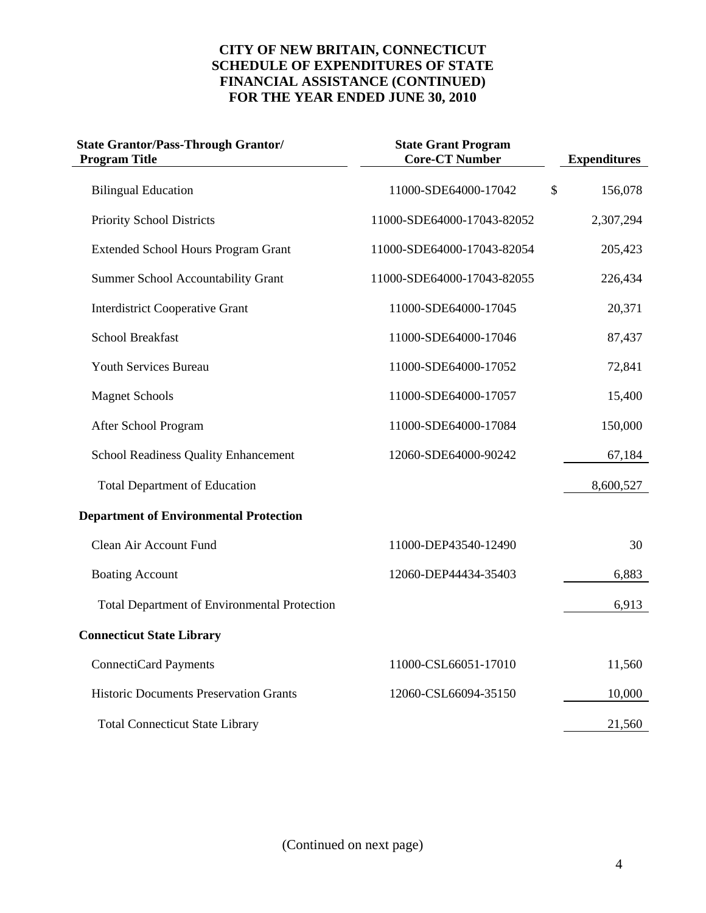# CITY OF NEW BRITAIN, CONNECTICUT
## SCHEDULE OF EXPENDITURES OF STATE FINANCIAL ASSISTANCE (CONTINUED)
## FOR THE YEAR ENDED JUNE 30, 2010

| State Grantor/Pass-Through Grantor/ Program Title | State Grant Program Core-CT Number | Expenditures |
|---|---|---|
| Bilingual Education | 11000-SDE64000-17042 | $ 156,078 |
| Priority School Districts | 11000-SDE64000-17043-82052 | 2,307,294 |
| Extended School Hours Program Grant | 11000-SDE64000-17043-82054 | 205,423 |
| Summer School Accountability Grant | 11000-SDE64000-17043-82055 | 226,434 |
| Interdistrict Cooperative Grant | 11000-SDE64000-17045 | 20,371 |
| School Breakfast | 11000-SDE64000-17046 | 87,437 |
| Youth Services Bureau | 11000-SDE64000-17052 | 72,841 |
| Magnet Schools | 11000-SDE64000-17057 | 15,400 |
| After School Program | 11000-SDE64000-17084 | 150,000 |
| School Readiness Quality Enhancement | 12060-SDE64000-90242 | 67,184 |
| Total Department of Education | | 8,600,527 |
| **Department of Environmental Protection** | | |
| Clean Air Account Fund | 11000-DEP43540-12490 | 30 |
| Boating Account | 12060-DEP44434-35403 | 6,883 |
| Total Department of Environmental Protection | | 6,913 |
| **Connecticut State Library** | | |
| ConnectiCard Payments | 11000-CSL66051-17010 | 11,560 |
| Historic Documents Preservation Grants | 12060-CSL66094-35150 | 10,000 |
| Total Connecticut State Library | | 21,560 |

(Continued on next page)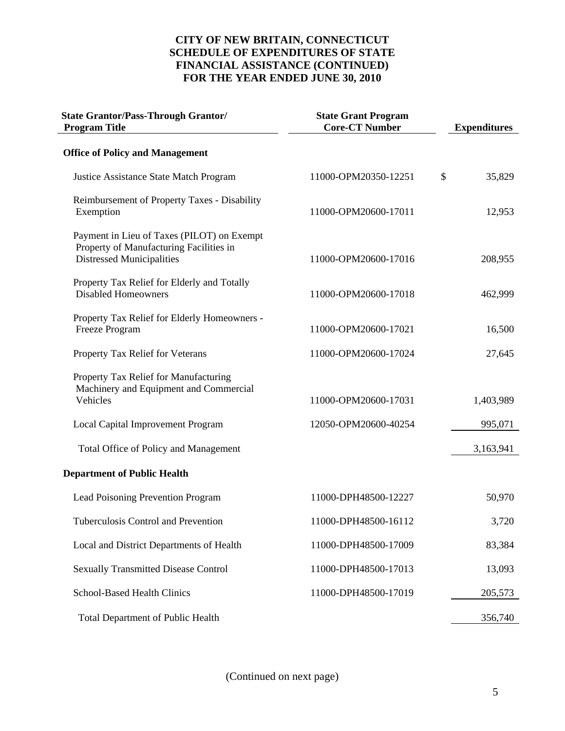# CITY OF NEW BRITAIN, CONNECTICUT
# SCHEDULE OF EXPENDITURES OF STATE FINANCIAL ASSISTANCE (CONTINUED)
# FOR THE YEAR ENDED JUNE 30, 2010

| State Grantor/Pass-Through Grantor/ Program Title | State Grant Program Core-CT Number | Expenditures |
|---|---|---|
| **Office of Policy and Management** | | |
| Justice Assistance State Match Program | 11000-OPM20350-12251 | $ 35,829 |
| Reimbursement of Property Taxes - Disability Exemption | 11000-OPM20600-17011 | 12,953 |
| Payment in Lieu of Taxes (PILOT) on Exempt Property of Manufacturing Facilities in Distressed Municipalities | 11000-OPM20600-17016 | 208,955 |
| Property Tax Relief for Elderly and Totally Disabled Homeowners | 11000-OPM20600-17018 | 462,999 |
| Property Tax Relief for Elderly Homeowners - Freeze Program | 11000-OPM20600-17021 | 16,500 |
| Property Tax Relief for Veterans | 11000-OPM20600-17024 | 27,645 |
| Property Tax Relief for Manufacturing Machinery and Equipment and Commercial Vehicles | 11000-OPM20600-17031 | 1,403,989 |
| Local Capital Improvement Program | 12050-OPM20600-40254 | 995,071 |
| Total Office of Policy and Management | | 3,163,941 |
| **Department of Public Health** | | |
| Lead Poisoning Prevention Program | 11000-DPH48500-12227 | 50,970 |
| Tuberculosis Control and Prevention | 11000-DPH48500-16112 | 3,720 |
| Local and District Departments of Health | 11000-DPH48500-17009 | 83,384 |
| Sexually Transmitted Disease Control | 11000-DPH48500-17013 | 13,093 |
| School-Based Health Clinics | 11000-DPH48500-17019 | 205,573 |
| Total Department of Public Health | | 356,740 |

(Continued on next page)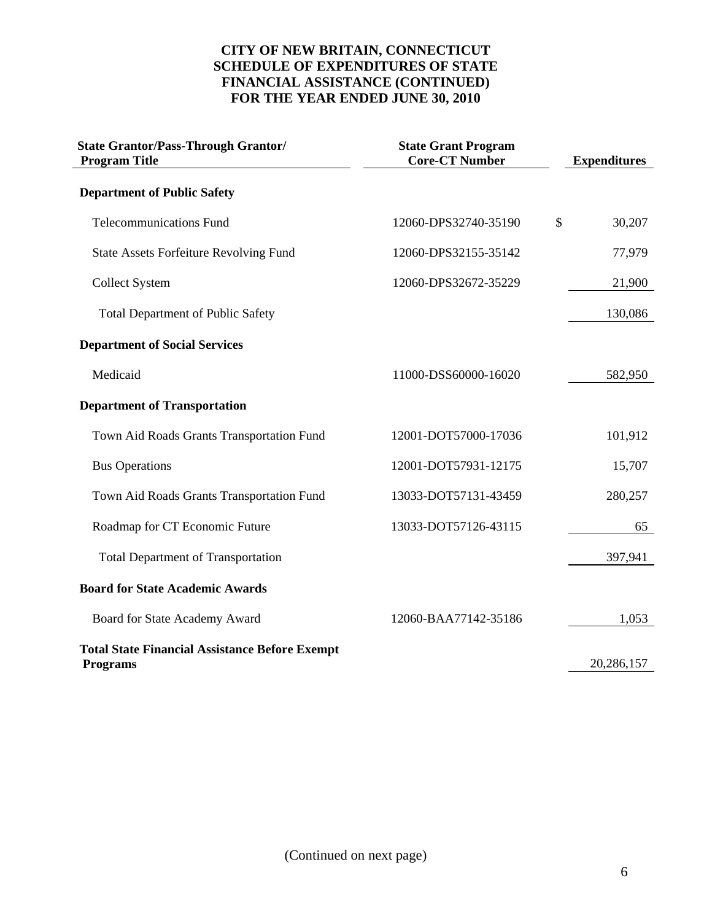# CITY OF NEW BRITAIN, CONNECTICUT
## SCHEDULE OF EXPENDITURES OF STATE FINANCIAL ASSISTANCE (CONTINUED)
## FOR THE YEAR ENDED JUNE 30, 2010

| State Grantor/Pass-Through Grantor/ Program Title | State Grant Program Core-CT Number | Expenditures |
|---|---|---|
| **Department of Public Safety** | | |
| Telecommunications Fund | 12060-DPS32740-35190 | $ 30,207 |
| State Assets Forfeiture Revolving Fund | 12060-DPS32155-35142 | 77,979 |
| Collect System | 12060-DPS32672-35229 | 21,900 |
| Total Department of Public Safety | | 130,086 |
| **Department of Social Services** | | |
| Medicaid | 11000-DSS60000-16020 | 582,950 |
| **Department of Transportation** | | |
| Town Aid Roads Grants Transportation Fund | 12001-DOT57000-17036 | 101,912 |
| Bus Operations | 12001-DOT57931-12175 | 15,707 |
| Town Aid Roads Grants Transportation Fund | 13033-DOT57131-43459 | 280,257 |
| Roadmap for CT Economic Future | 13033-DOT57126-43115 | 65 |
| Total Department of Transportation | | 397,941 |
| **Board for State Academic Awards** | | |
| Board for State Academy Award | 12060-BAA77142-35186 | 1,053 |
| **Total State Financial Assistance Before Exempt Programs** | | 20,286,157 |

(Continued on next page)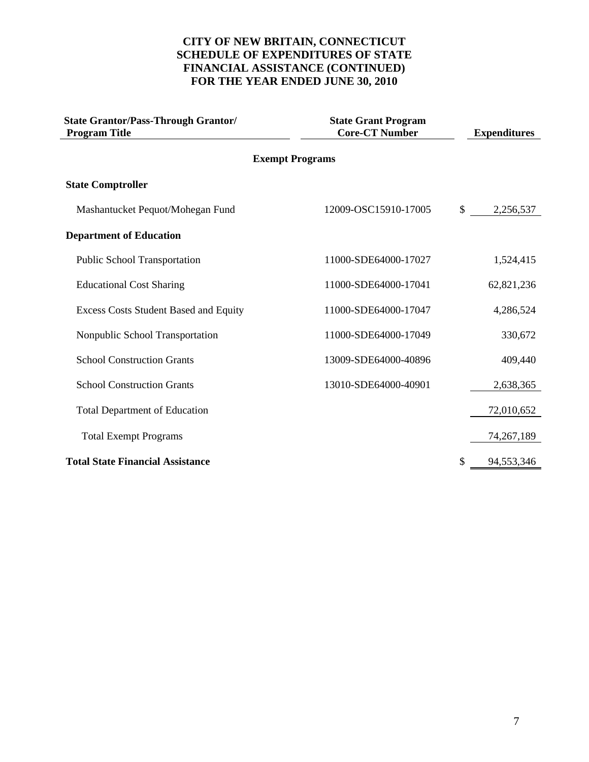# CITY OF NEW BRITAIN, CONNECTICUT
## SCHEDULE OF EXPENDITURES OF STATE FINANCIAL ASSISTANCE (CONTINUED)
## FOR THE YEAR ENDED JUNE 30, 2010

| State Grantor/Pass-Through Grantor/ Program Title | State Grant Program Core-CT Number | Expenditures |
|---|---|---|
| **Exempt Programs** | | |
| **State Comptroller** | | |
| Mashantucket Pequot/Mohegan Fund | 12009-OSC15910-17005 | $ 2,256,537 |
| **Department of Education** | | |
| Public School Transportation | 11000-SDE64000-17027 | 1,524,415 |
| Educational Cost Sharing | 11000-SDE64000-17041 | 62,821,236 |
| Excess Costs Student Based and Equity | 11000-SDE64000-17047 | 4,286,524 |
| Nonpublic School Transportation | 11000-SDE64000-17049 | 330,672 |
| School Construction Grants | 13009-SDE64000-40896 | 409,440 |
| School Construction Grants | 13010-SDE64000-40901 | 2,638,365 |
| Total Department of Education | | 72,010,652 |
| Total Exempt Programs | | 74,267,189 |
| **Total State Financial Assistance** | | $ 94,553,346 |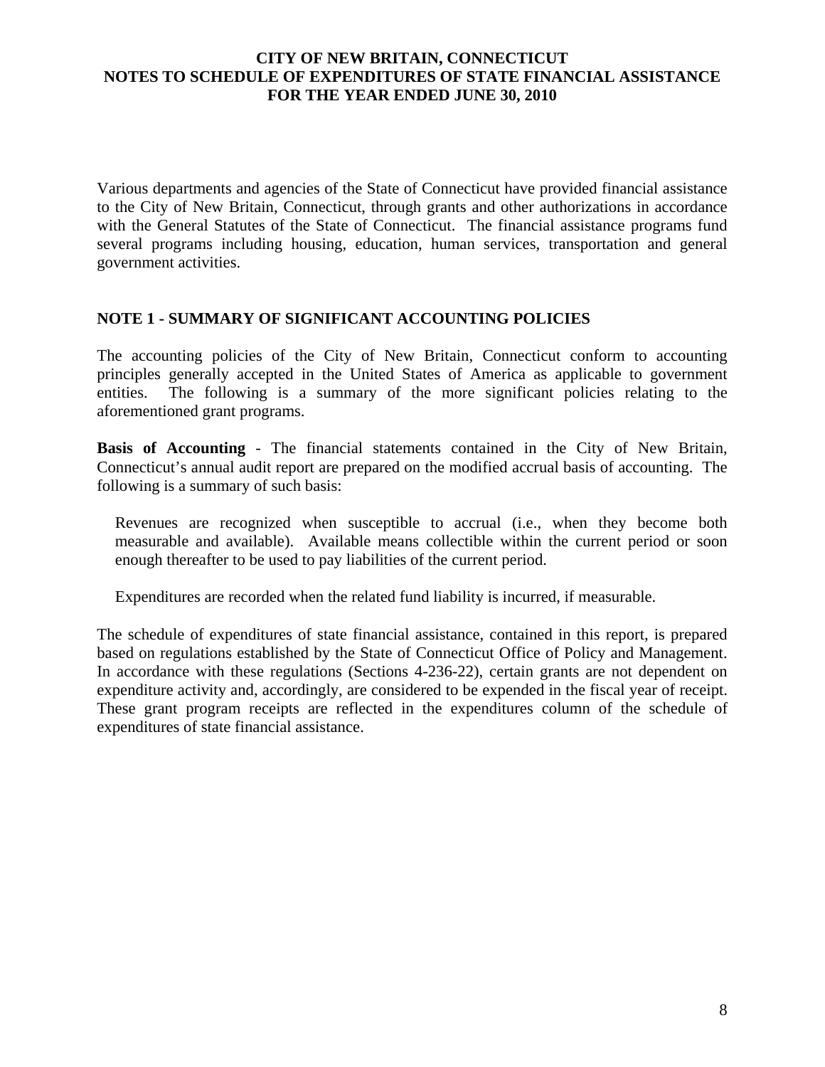# CITY OF NEW BRITAIN, CONNECTICUT
## NOTES TO SCHEDULE OF EXPENDITURES OF STATE FINANCIAL ASSISTANCE
## FOR THE YEAR ENDED JUNE 30, 2010

Various departments and agencies of the State of Connecticut have provided financial assistance to the City of New Britain, Connecticut, through grants and other authorizations in accordance with the General Statutes of the State of Connecticut. The financial assistance programs fund several programs including housing, education, human services, transportation and general government activities.

### NOTE 1 - SUMMARY OF SIGNIFICANT ACCOUNTING POLICIES

The accounting policies of the City of New Britain, Connecticut conform to accounting principles generally accepted in the United States of America as applicable to government entities. The following is a summary of the more significant policies relating to the aforementioned grant programs.

**Basis of Accounting** - The financial statements contained in the City of New Britain, Connecticut's annual audit report are prepared on the modified accrual basis of accounting. The following is a summary of such basis:

Revenues are recognized when susceptible to accrual (i.e., when they become both measurable and available). Available means collectible within the current period or soon enough thereafter to be used to pay liabilities of the current period.

Expenditures are recorded when the related fund liability is incurred, if measurable.

The schedule of expenditures of state financial assistance, contained in this report, is prepared based on regulations established by the State of Connecticut Office of Policy and Management. In accordance with these regulations (Sections 4-236-22), certain grants are not dependent on expenditure activity and, accordingly, are considered to be expended in the fiscal year of receipt. These grant program receipts are reflected in the expenditures column of the schedule of expenditures of state financial assistance.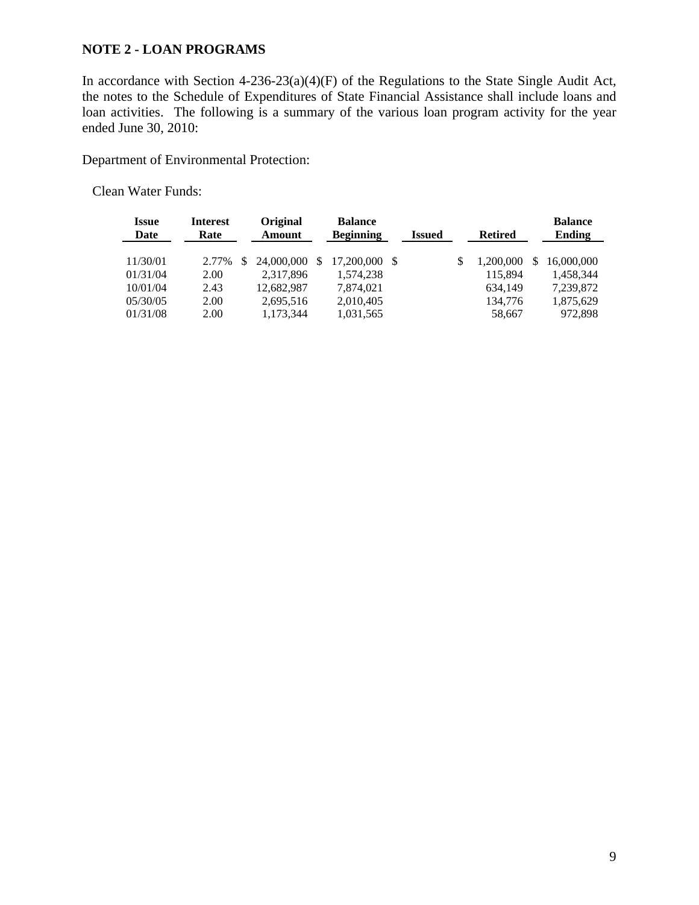**NOTE 2 - LOAN PROGRAMS**

In accordance with Section 4-236-23(a)(4)(F) of the Regulations to the State Single Audit Act, the notes to the Schedule of Expenditures of State Financial Assistance shall include loans and loan activities. The following is a summary of the various loan program activity for the year ended June 30, 2010:

Department of Environmental Protection:

Clean Water Funds:

| Issue Date | Interest Rate | Original Amount | Balance Beginning | Issued | Retired | Balance Ending |
|---|---|---|---|---|---|---|
| 11/30/01 | 2.77% | $ 24,000,000 | $ 17,200,000 | $ | $ 1,200,000 | $ 16,000,000 |
| 01/31/04 | 2.00 | 2,317,896 | 1,574,238 | | 115,894 | 1,458,344 |
| 10/01/04 | 2.43 | 12,682,987 | 7,874,021 | | 634,149 | 7,239,872 |
| 05/30/05 | 2.00 | 2,695,516 | 2,010,405 | | 134,776 | 1,875,629 |
| 01/31/08 | 2.00 | 1,173,344 | 1,031,565 | | 58,667 | 972,898 |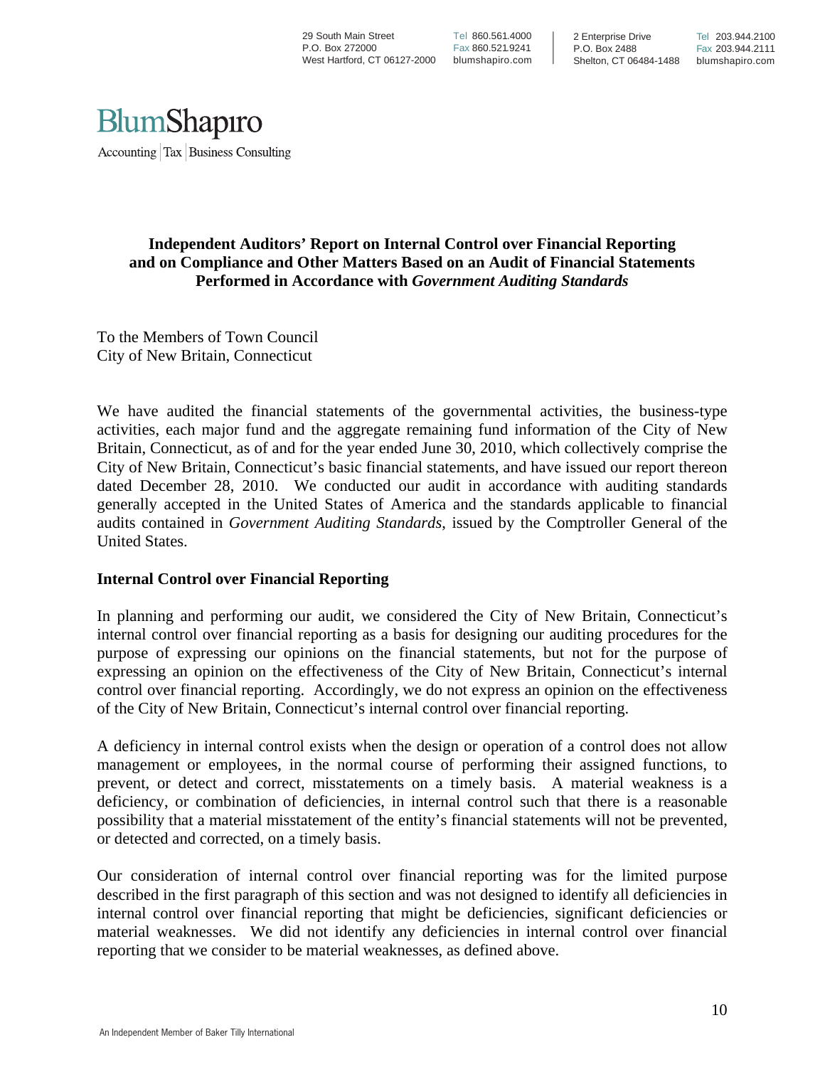29 South Main Street
P.O. Box 272000
West Hartford, CT 06127-2000

Tel 860.561.4000
Fax 860.521.9241
blumshapiro.com

2 Enterprise Drive
P.O. Box 2488
Shelton, CT 06484-1488

Tel 203.944.2100
Fax 203.944.2111
blumshapiro.com

BlumShapiro

Accounting | Tax | Business Consulting

**Independent Auditors' Report on Internal Control over Financial Reporting and on Compliance and Other Matters Based on an Audit of Financial Statements Performed in Accordance with *Government Auditing Standards***

To the Members of Town Council
City of New Britain, Connecticut

We have audited the financial statements of the governmental activities, the business-type activities, each major fund and the aggregate remaining fund information of the City of New Britain, Connecticut, as of and for the year ended June 30, 2010, which collectively comprise the City of New Britain, Connecticut's basic financial statements, and have issued our report thereon dated December 28, 2010. We conducted our audit in accordance with auditing standards generally accepted in the United States of America and the standards applicable to financial audits contained in *Government Auditing Standards*, issued by the Comptroller General of the United States.

**Internal Control over Financial Reporting**

In planning and performing our audit, we considered the City of New Britain, Connecticut's internal control over financial reporting as a basis for designing our auditing procedures for the purpose of expressing our opinions on the financial statements, but not for the purpose of expressing an opinion on the effectiveness of the City of New Britain, Connecticut's internal control over financial reporting. Accordingly, we do not express an opinion on the effectiveness of the City of New Britain, Connecticut's internal control over financial reporting.

A deficiency in internal control exists when the design or operation of a control does not allow management or employees, in the normal course of performing their assigned functions, to prevent, or detect and correct, misstatements on a timely basis. A material weakness is a deficiency, or combination of deficiencies, in internal control such that there is a reasonable possibility that a material misstatement of the entity's financial statements will not be prevented, or detected and corrected, on a timely basis.

Our consideration of internal control over financial reporting was for the limited purpose described in the first paragraph of this section and was not designed to identify all deficiencies in internal control over financial reporting that might be deficiencies, significant deficiencies or material weaknesses. We did not identify any deficiencies in internal control over financial reporting that we consider to be material weaknesses, as defined above.

An Independent Member of Baker Tilly International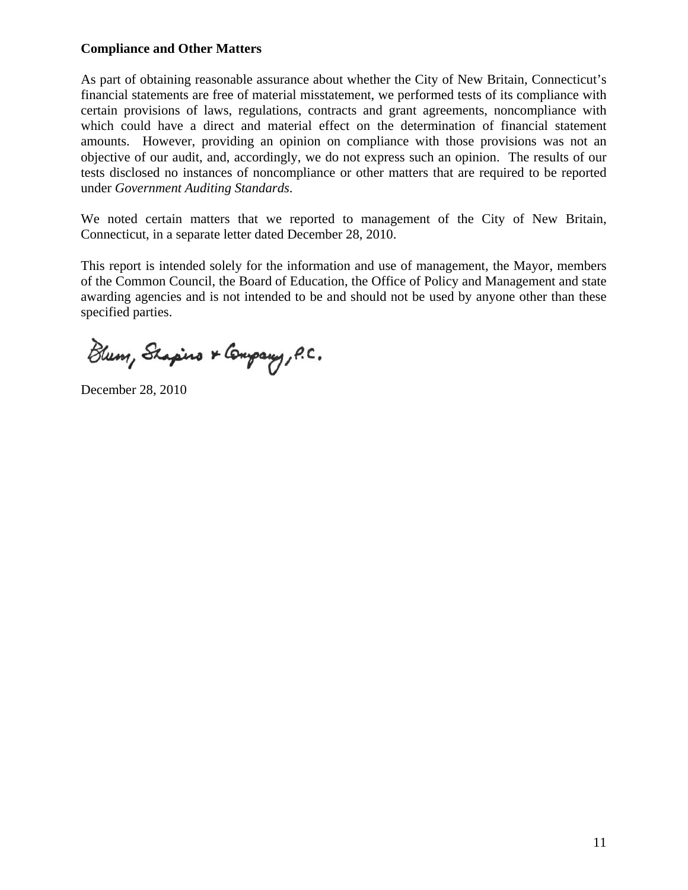**Compliance and Other Matters**

As part of obtaining reasonable assurance about whether the City of New Britain, Connecticut's financial statements are free of material misstatement, we performed tests of its compliance with certain provisions of laws, regulations, contracts and grant agreements, noncompliance with which could have a direct and material effect on the determination of financial statement amounts. However, providing an opinion on compliance with those provisions was not an objective of our audit, and, accordingly, we do not express such an opinion. The results of our tests disclosed no instances of noncompliance or other matters that are required to be reported under *Government Auditing Standards*.

We noted certain matters that we reported to management of the City of New Britain, Connecticut, in a separate letter dated December 28, 2010.

This report is intended solely for the information and use of management, the Mayor, members of the Common Council, the Board of Education, the Office of Policy and Management and state awarding agencies and is not intended to be and should not be used by anyone other than these specified parties.

Blum, Shapiro & Company, P.C.

December 28, 2010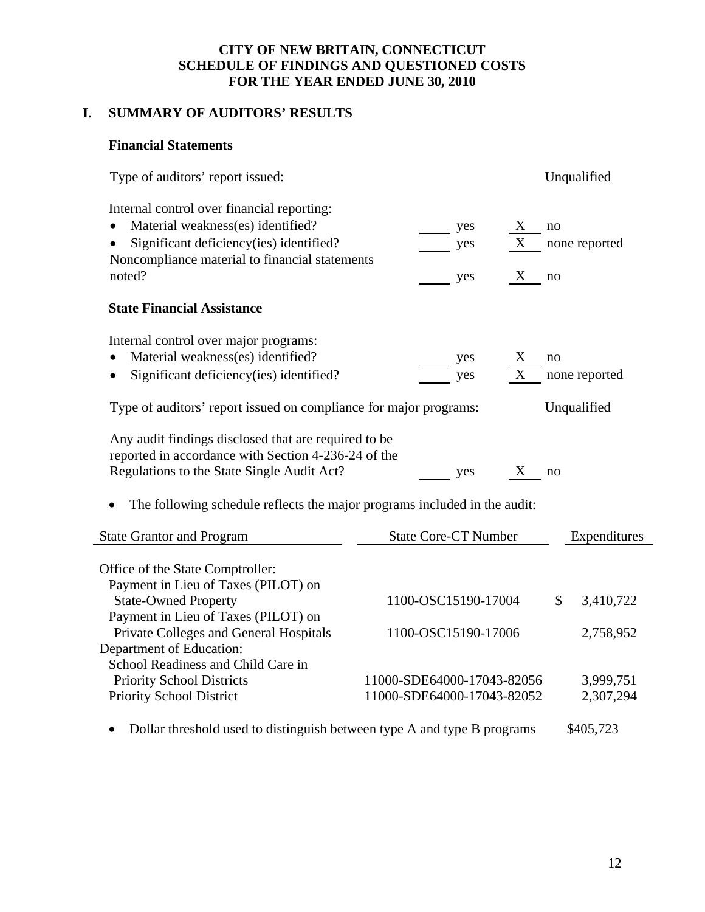# CITY OF NEW BRITAIN, CONNECTICUT
# SCHEDULE OF FINDINGS AND QUESTIONED COSTS
# FOR THE YEAR ENDED JUNE 30, 2010

## I. SUMMARY OF AUDITORS' RESULTS

### Financial Statements

Type of auditors' report issued: Unqualified

Internal control over financial reporting:

- Material weakness(es) identified? ____ yes __X__ no
- Significant deficiency(ies) identified? ____ yes __X__ none reported

Noncompliance material to financial statements noted? ____ yes __X__ no

### State Financial Assistance

Internal control over major programs:

- Material weakness(es) identified? ____ yes __X__ no
- Significant deficiency(ies) identified? ____ yes __X__ none reported

Type of auditors' report issued on compliance for major programs: Unqualified

Any audit findings disclosed that are required to be reported in accordance with Section 4-236-24 of the Regulations to the State Single Audit Act? ____ yes __X__ no

- The following schedule reflects the major programs included in the audit:

| State Grantor and Program | State Core-CT Number | Expenditures |
|---|---|---|
| Office of the State Comptroller: | | |
| Payment in Lieu of Taxes (PILOT) on State-Owned Property | 1100-OSC15190-17004 | $ 3,410,722 |
| Payment in Lieu of Taxes (PILOT) on Private Colleges and General Hospitals | 1100-OSC15190-17006 | 2,758,952 |
| Department of Education: | | |
| School Readiness and Child Care in Priority School Districts | 11000-SDE64000-17043-82056 | 3,999,751 |
| Priority School District | 11000-SDE64000-17043-82052 | 2,307,294 |

- Dollar threshold used to distinguish between type A and type B programs $405,723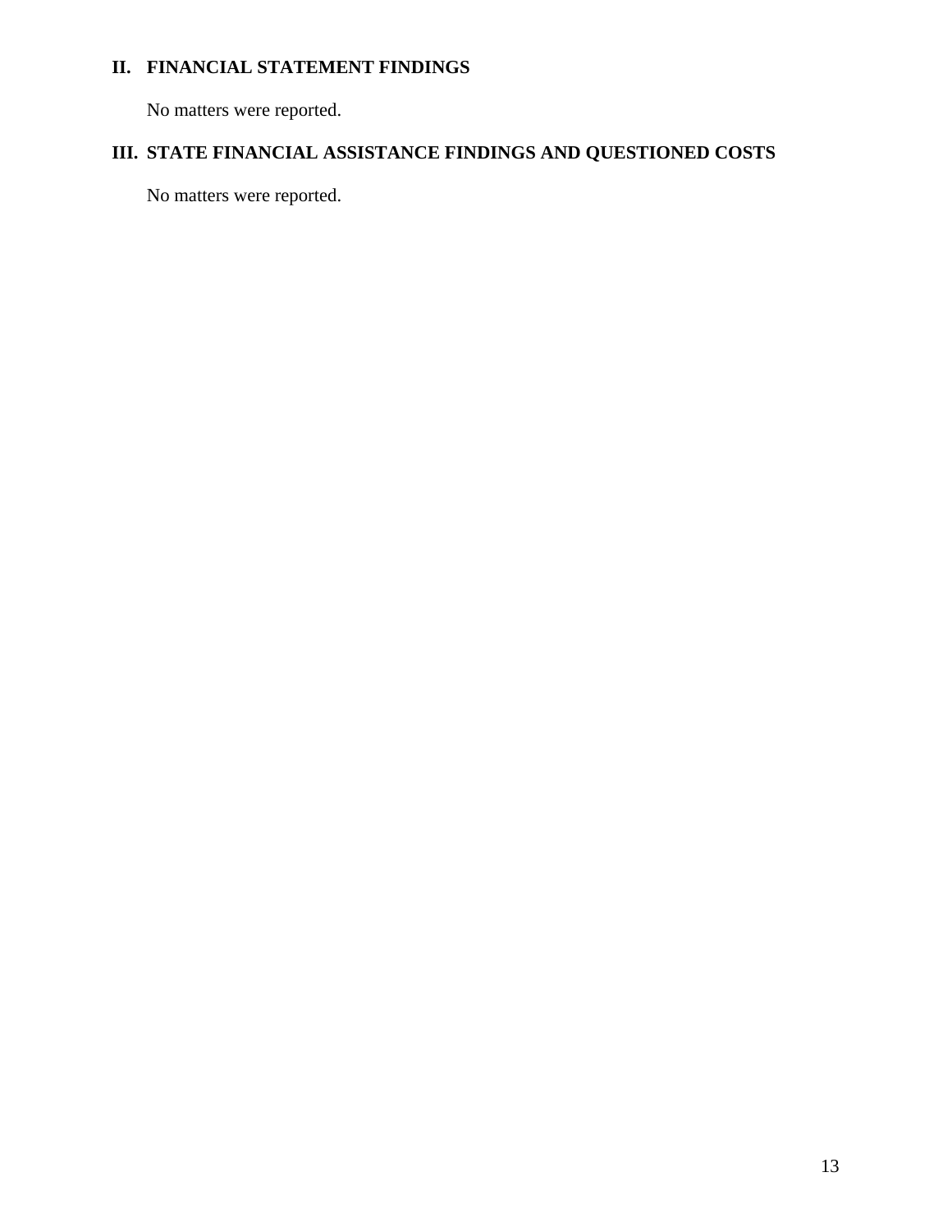## II. FINANCIAL STATEMENT FINDINGS

No matters were reported.

## III. STATE FINANCIAL ASSISTANCE FINDINGS AND QUESTIONED COSTS

No matters were reported.